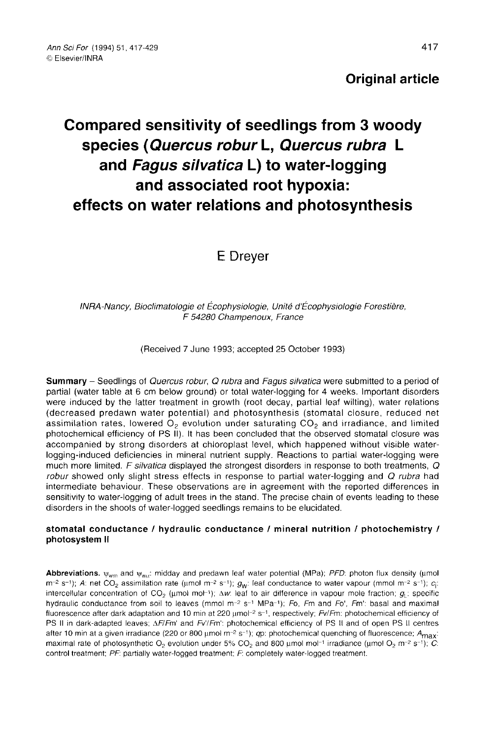**Original article**

# Compared sensitivity of seedlings from 3 woody species (*Quercus robur* L, *Quercus rubra* L and *Fagus silvatica* L) to water-logging and associated root hypoxia: effects on water relations and photosynthesis

E Dreyer

*INRA-Nancy, Bioclimatologie et Écophysiologie, Unité d'Écophysiologie Forestière, F 54280 Champenoux, France*

(Received 7 June 1993; accepted 25 October 1993)

**Summary** – Seedlings of *Quercus robur*, *Q rubra* and *Fagus silvatica* were submitted to a period of partial (water table at 6 cm below ground) or total water-logging for 4 weeks. Important disorders were induced by the latter treatment in growth (root decay, partial leaf wilting), water relations (decreased predawn water potential) and photosynthesis (stomatal closure, reduced net assimilation rates, lowered $O_2$ evolution under saturating $CO_2$ and irradiance, and limited photochemical efficiency of PS II). It has been concluded that the observed stomatal closure was accompanied by strong disorders at chloroplast level, which happened without visible water-logging-induced deficiencies in mineral nutrient supply. Reactions to partial water-logging were much more limited. *F silvatica* displayed the strongest disorders in response to both treatments, *Q robur* showed only slight stress effects in response to partial water-logging and *Q rubra* had intermediate behaviour. These observations are in agreement with the reported differences in sensitivity to water-logging of adult trees in the stand. The precise chain of events leading to these disorders in the shoots of water-logged seedlings remains to be elucidated.

**stomatal conductance / hydraulic conductance / mineral nutrition / photochemistry / photosystem II**

**Abbreviations.** $\psi_{wm}$ and $\psi_{wp}$: midday and predawn leaf water potential (MPa); *PFD*: photon flux density (μmol $m^{-2}$ $s^{-1}$); *A*: net $CO_2$ assimilation rate (μmol $m^{-2}$ $s^{-1}$); $g_w$: leaf conductance to water vapour (mmol $m^{-2}$ $s^{-1}$); $c_i$: intercellular concentration of $CO_2$ (μmol $mol^{-1}$); $\Delta w$: leaf to air difference in vapour mole fraction; $g_L$: specific hydraulic conductance from soil to leaves (mmol $m^{-2}$ $s^{-1}$ $MPa^{-1}$); *Fo*, *Fm* and *Fo'*, *Fm'*: basal and maximal fluorescence after dark adaptation and 10 min at 220 μmol $^{-2}$ $s^{-1}$, respectively; *Fv/Fm*: photochemical efficiency of PS II in dark-adapted leaves; *ΔF/Fm'* and *Fv'/Fm'*: photochemical efficiency of PS II and of open PS II centres after 10 min at a given irradiance (220 or 800 μmol $m^{-2}$ $s^{-1}$); *qp*: photochemical quenching of fluorescence; $A_{max}$: maximal rate of photosynthetic $O_2$ evolution under 5% $CO_2$ and 800 μmol $mol^{-1}$ irradiance (μmol $O_2$ $m^{-2}$ $s^{-1}$); *C*: control treatment; *PF*: partially water-logged treatment; *F*: completely water-logged treatment.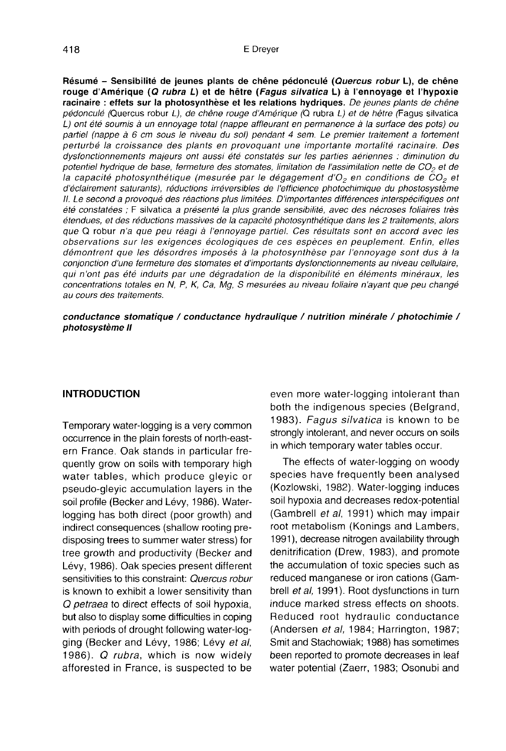**Résumé – Sensibilité de jeunes plants de chêne pédonculé (*Quercus robur* L), de chêne rouge d'Amérique (*Q rubra L*) et de hêtre (*Fagus silvatica* L) à l'ennoyage et l'hypoxie racinaire : effets sur la photosynthèse et les relations hydriques.** *De jeunes plants de chêne pédonculé (*Quercus robur *L), de chêne rouge d'Amérique (*Q rubra *L) et de hêtre (*Fagus silvatica *L) ont été soumis à un ennoyage total (nappe affleurant en permanence à la surface des pots) ou partiel (nappe à 6 cm sous le niveau du sol) pendant 4 sem. Le premier traitement a fortement perturbé la croissance des plants en provoquant une importante mortalité racinaire. Des dysfonctionnements majeurs ont aussi été constatés sur les parties aériennes : diminution du potentiel hydrique de base, fermeture des stomates, limitation de l'assimilation nette de $CO_2$ et de la capacité photosynthétique (mesurée par le dégagement d'$O_2$ en conditions de $CO_2$ et d'éclairement saturants), réductions irréversibles de l'efficience photochimique du phostosystème II. Le second a provoqué des réactions plus limitées. D'importantes différences interspécifiques ont été constatées ; *F silvatica *a présenté la plus grande sensibilité, avec des nécroses foliaires très étendues, et des réductions massives de la capacité photosynthétique dans les 2 traitements, alors que *Q robur *n'a que peu réagi à l'ennoyage partiel. Ces résultats sont en accord avec les observations sur les exigences écologiques de ces espèces en peuplement. Enfin, elles démontrent que les désordres imposés à la photosynthèse par l'ennoyage sont dus à la conjonction d'une fermeture des stomates et d'importants dysfonctionnements au niveau cellulaire, qui n'ont pas été induits par une dégradation de la disponibilité en éléments minéraux, les concentrations totales en N, P, K, Ca, Mg, S mesurées au niveau foliaire n'ayant que peu changé au cours des traitements.*

***conductance stomatique / conductance hydraulique / nutrition minérale / photochimie / photosystème II***

## INTRODUCTION

Temporary water-logging is a very common occurrence in the plain forests of north-eastern France. Oak stands in particular frequently grow on soils with temporary high water tables, which produce gleyic or pseudo-gleyic accumulation layers in the soil profile (Becker and Lévy, 1986). Water-logging has both direct (poor growth) and indirect consequences (shallow rooting predisposing trees to summer water stress) for tree growth and productivity (Becker and Lévy, 1986). Oak species present different sensitivities to this constraint: *Quercus robur* is known to exhibit a lower sensitivity than *Q petraea* to direct effects of soil hypoxia, but also to display some difficulties in coping with periods of drought following water-logging (Becker and Lévy, 1986; Lévy *et al*, 1986). *Q rubra*, which is now widely afforested in France, is suspected to be even more water-logging intolerant than both the indigenous species (Belgrand, 1983). *Fagus silvatica* is known to be strongly intolerant, and never occurs on soils in which temporary water tables occur.

The effects of water-logging on woody species have frequently been analysed (Kozlowski, 1982). Water-logging induces soil hypoxia and decreases redox-potential (Gambrell *et al*, 1991) which may impair root metabolism (Konings and Lambers, 1991), decrease nitrogen availability through denitrification (Drew, 1983), and promote the accumulation of toxic species such as reduced manganese or iron cations (Gambrell *et al*, 1991). Root dysfunctions in turn induce marked stress effects on shoots. Reduced root hydraulic conductance (Andersen *et al*, 1984; Harrington, 1987; Smit and Stachowiak; 1988) has sometimes been reported to promote decreases in leaf water potential (Zaerr, 1983; Osonubi and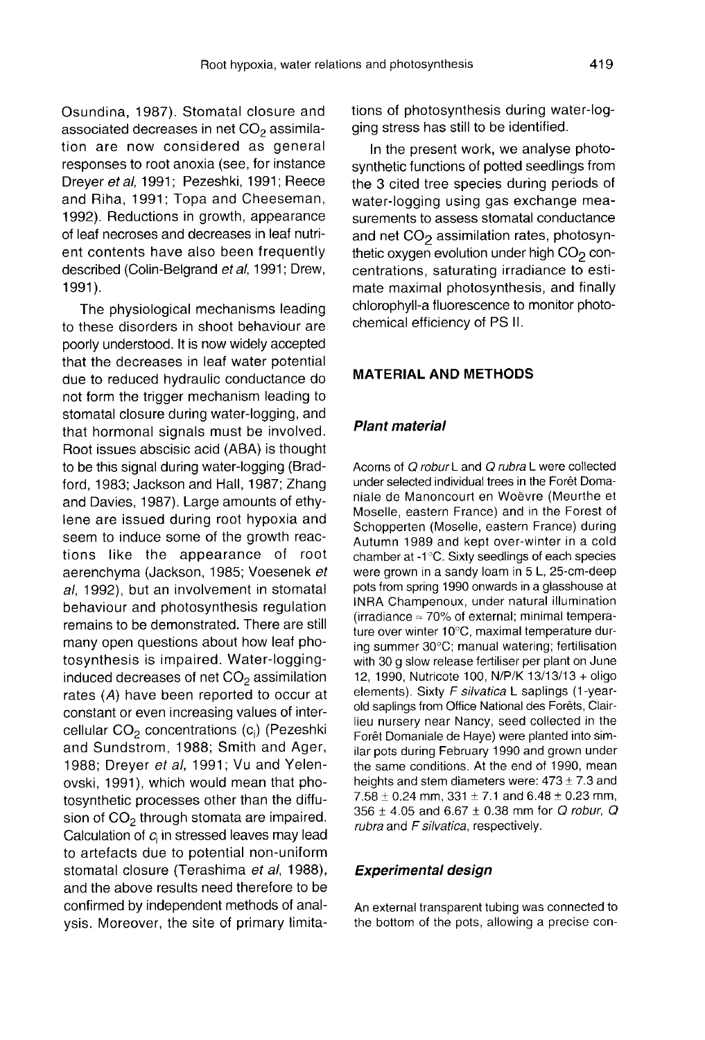Osundina, 1987). Stomatal closure and associated decreases in net $CO_2$ assimilation are now considered as general responses to root anoxia (see, for instance Dreyer *et al*, 1991; Pezeshki, 1991; Reece and Riha, 1991; Topa and Cheeseman, 1992). Reductions in growth, appearance of leaf necroses and decreases in leaf nutrient contents have also been frequently described (Colin-Belgrand *et al*, 1991; Drew, 1991).

The physiological mechanisms leading to these disorders in shoot behaviour are poorly understood. It is now widely accepted that the decreases in leaf water potential due to reduced hydraulic conductance do not form the trigger mechanism leading to stomatal closure during water-logging, and that hormonal signals must be involved. Root issues abscisic acid (ABA) is thought to be this signal during water-logging (Bradford, 1983; Jackson and Hall, 1987; Zhang and Davies, 1987). Large amounts of ethylene are issued during root hypoxia and seem to induce some of the growth reactions like the appearance of root aerenchyma (Jackson, 1985; Voesenek *et al*, 1992), but an involvement in stomatal behaviour and photosynthesis regulation remains to be demonstrated. There are still many open questions about how leaf photosynthesis is impaired. Water-logging-induced decreases of net $CO_2$ assimilation rates (*A*) have been reported to occur at constant or even increasing values of intercellular $CO_2$ concentrations ($c_i$) (Pezeshki and Sundstrom, 1988; Smith and Ager, 1988; Dreyer *et al*, 1991; Vu and Yelenovski, 1991), which would mean that photosynthetic processes other than the diffusion of $CO_2$ through stomata are impaired. Calculation of $c_i$ in stressed leaves may lead to artefacts due to potential non-uniform stomatal closure (Terashima *et al*, 1988), and the above results need therefore to be confirmed by independent methods of analysis. Moreover, the site of primary limitations of photosynthesis during water-logging stress has still to be identified.

In the present work, we analyse photosynthetic functions of potted seedlings from the 3 cited tree species during periods of water-logging using gas exchange measurements to assess stomatal conductance and net $CO_2$ assimilation rates, photosynthetic oxygen evolution under high $CO_2$ concentrations, saturating irradiance to estimate maximal photosynthesis, and finally chlorophyll-a fluorescence to monitor photochemical efficiency of PS II.

## MATERIAL AND METHODS

### Plant material

Acorns of *Q robur* L and *Q rubra* L were collected under selected individual trees in the Forêt Domaniale de Manoncourt en Woëvre (Meurthe et Moselle, eastern France) and in the Forest of Schopperten (Moselle, eastern France) during Autumn 1989 and kept over-winter in a cold chamber at -1°C. Sixty seedlings of each species were grown in a sandy loam in 5 L, 25-cm-deep pots from spring 1990 onwards in a glasshouse at INRA Champenoux, under natural illumination (irradiance ≈ 70% of external; minimal temperature over winter 10°C, maximal temperature during summer 30°C; manual watering; fertilisation with 30 g slow release fertiliser per plant on June 12, 1990, Nutricote 100, N/P/K 13/13/13 + oligo elements). Sixty *F silvatica* L saplings (1-year-old saplings from Office National des Forêts, Clairlieu nursery near Nancy, seed collected in the Forêt Domaniale de Haye) were planted into similar pots during February 1990 and grown under the same conditions. At the end of 1990, mean heights and stem diameters were: 473 ± 7.3 and 7.58 ± 0.24 mm, 331 ± 7.1 and 6.48 ± 0.23 mm, 356 ± 4.05 and 6.67 ± 0.38 mm for *Q robur*, *Q rubra* and *F silvatica*, respectively.

### Experimental design

An external transparent tubing was connected to the bottom of the pots, allowing a precise con-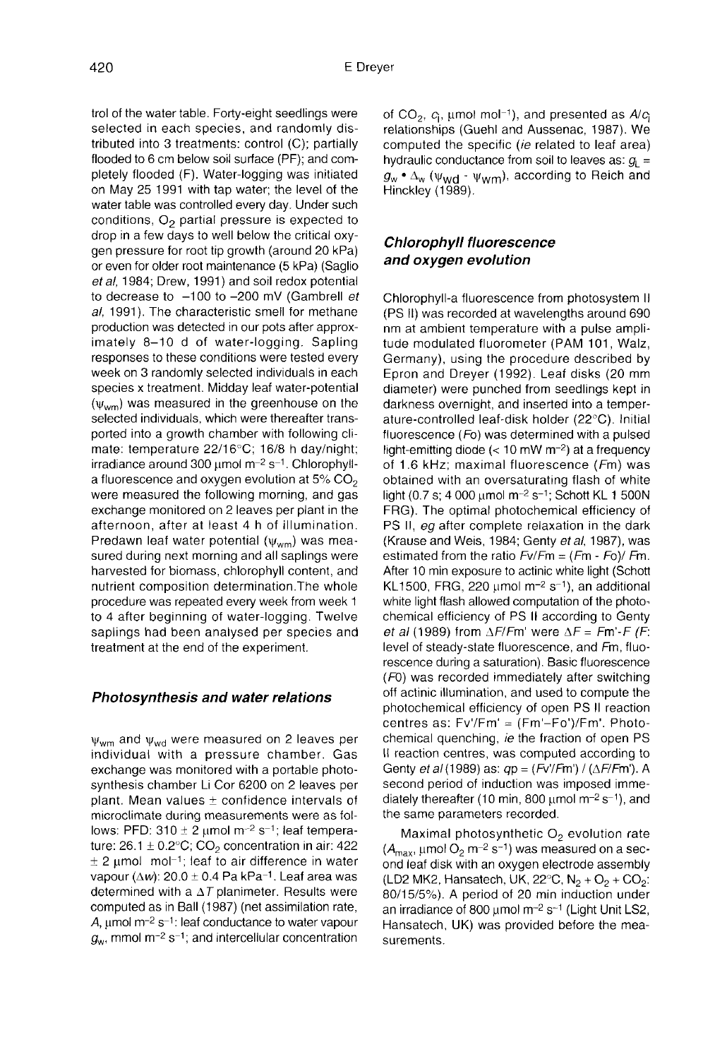trol of the water table. Forty-eight seedlings were selected in each species, and randomly distributed into 3 treatments: control (C); partially flooded to 6 cm below soil surface (PF); and completely flooded (F). Water-logging was initiated on May 25 1991 with tap water; the level of the water table was controlled every day. Under such conditions, $O_2$ partial pressure is expected to drop in a few days to well below the critical oxygen pressure for root tip growth (around 20 kPa) or even for older root maintenance (5 kPa) (Saglio *et al*, 1984; Drew, 1991) and soil redox potential to decrease to −100 to −200 mV (Gambrell *et al*, 1991). The characteristic smell for methane production was detected in our pots after approximately 8–10 d of water-logging. Sapling responses to these conditions were tested every week on 3 randomly selected individuals in each species x treatment. Midday leaf water-potential ($\psi_{wm}$) was measured in the greenhouse on the selected individuals, which were thereafter transported into a growth chamber with following climate: temperature 22/16°C; 16/8 h day/night; irradiance around 300 µmol m$^{-2}$ s$^{-1}$. Chlorophyll-a fluorescence and oxygen evolution at 5% $CO_2$ were measured the following morning, and gas exchange monitored on 2 leaves per plant in the afternoon, after at least 4 h of illumination. Predawn leaf water potential ($\psi_{wm}$) was measured during next morning and all saplings were harvested for biomass, chlorophyll content, and nutrient composition determination. The whole procedure was repeated every week from week 1 to 4 after beginning of water-logging. Twelve saplings had been analysed per species and treatment at the end of the experiment.

### Photosynthesis and water relations

$\psi_{wm}$ and $\psi_{wd}$ were measured on 2 leaves per individual with a pressure chamber. Gas exchange was monitored with a portable photosynthesis chamber Li Cor 6200 on 2 leaves per plant. Mean values ± confidence intervals of microclimate during measurements were as follows: PFD: 310 ± 2 µmol m$^{-2}$ s$^{-1}$; leaf temperature: 26.1 ± 0.2°C; $CO_2$ concentration in air: 422 ± 2 µmol mol$^{-1}$; leaf to air difference in water vapour ($\Delta w$): 20.0 ± 0.4 Pa kPa$^{-1}$. Leaf area was determined with a $\Delta T$ planimeter. Results were computed as in Ball (1987) (net assimilation rate, $A$, µmol m$^{-2}$ s$^{-1}$: leaf conductance to water vapour $g_w$, mmol m$^{-2}$ s$^{-1}$; and intercellular concentration of $CO_2$, $c_i$, µmol mol$^{-1}$), and presented as $A/c_i$ relationships (Guehl and Aussenac, 1987). We computed the specific (*ie* related to leaf area) hydraulic conductance from soil to leaves as: $g_L = g_w \bullet \Delta_w \; (\psi_{wd} - \psi_{wm})$, according to Reich and Hinckley (1989).

### Chlorophyll fluorescence and oxygen evolution

Chlorophyll-a fluorescence from photosystem II (PS II) was recorded at wavelengths around 690 nm at ambient temperature with a pulse amplitude modulated fluorometer (PAM 101, Walz, Germany), using the procedure described by Epron and Dreyer (1992). Leaf disks (20 mm diameter) were punched from seedlings kept in darkness overnight, and inserted into a temperature-controlled leaf-disk holder (22°C). Initial fluorescence ($Fo$) was determined with a pulsed light-emitting diode (< 10 mW m$^{-2}$) at a frequency of 1.6 kHz; maximal fluorescence ($Fm$) was obtained with an oversaturating flash of white light (0.7 s; 4 000 µmol m$^{-2}$ s$^{-1}$; Schott KL 1 500N FRG). The optimal photochemical efficiency of PS II, *eg* after complete relaxation in the dark (Krause and Weis, 1984; Genty *et al*, 1987), was estimated from the ratio $Fv/Fm = (Fm - Fo)/Fm$. After 10 min exposure to actinic white light (Schott KL1500, FRG, 220 µmol m$^{-2}$ s$^{-1}$), an additional white light flash allowed computation of the photochemical efficiency of PS II according to Genty *et al* (1989) from $\Delta F/Fm'$ were $\Delta F = Fm' - F$ ($F$: level of steady-state fluorescence, and $Fm$, fluorescence during a saturation). Basic fluorescence ($F0$) was recorded immediately after switching off actinic illumination, and used to compute the photochemical efficiency of open PS II reaction centres as: $Fv'/Fm' = (Fm' - Fo')/Fm'$. Photochemical quenching, *ie* the fraction of open PS II reaction centres, was computed according to Genty *et al* (1989) as: $qp = (Fv'/Fm') / (\Delta F/Fm')$. A second period of induction was imposed immediately thereafter (10 min, 800 µmol m$^{-2}$ s$^{-1}$), and the same parameters recorded.

Maximal photosynthetic $O_2$ evolution rate ($A_{max}$, µmol $O_2$ m$^{-2}$ s$^{-1}$) was measured on a second leaf disk with an oxygen electrode assembly (LD2 MK2, Hansatech, UK, 22°C, $N_2 + O_2 + CO_2$: 80/15/5%). A period of 20 min induction under an irradiance of 800 µmol m$^{-2}$ s$^{-1}$ (Light Unit LS2, Hansatech, UK) was provided before the measurements.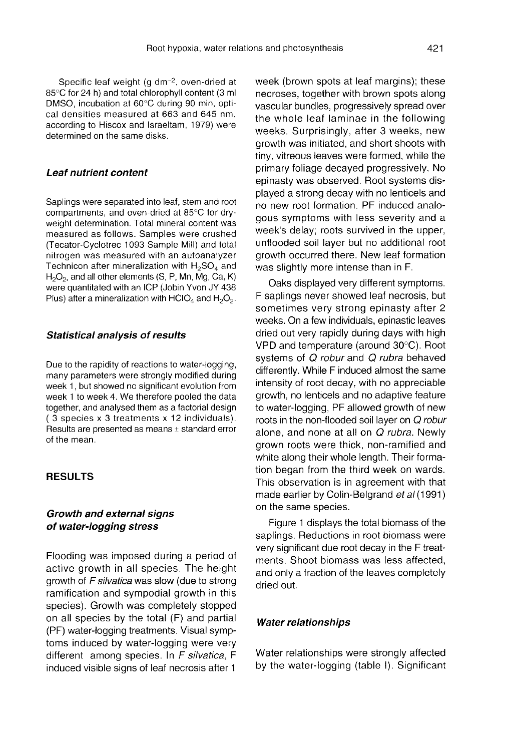Specific leaf weight (g dm$^{-2}$, oven-dried at 85°C for 24 h) and total chlorophyll content (3 ml DMSO, incubation at 60°C during 90 min, optical densities measured at 663 and 645 nm, according to Hiscox and Israeltam, 1979) were determined on the same disks.

### *Leaf nutrient content*

Saplings were separated into leaf, stem and root compartments, and oven-dried at 85°C for dry-weight determination. Total mineral content was measured as follows. Samples were crushed (Tecator-Cyclotrec 1093 Sample Mill) and total nitrogen was measured with an autoanalyzer Technicon after mineralization with $H_2SO_4$ and $H_2O_2$, and all other elements (S, P, Mn, Mg, Ca, K) were quantitated with an ICP (Jobin Yvon JY 438 Plus) after a mineralization with $HClO_4$ and $H_2O_2$.

### *Statistical analysis of results*

Due to the rapidity of reactions to water-logging, many parameters were strongly modified during week 1, but showed no significant evolution from week 1 to week 4. We therefore pooled the data together, and analysed them as a factorial design ( 3 species x 3 treatments x 12 individuals). Results are presented as means ± standard error of the mean.

## RESULTS

### *Growth and external signs of water-logging stress*

Flooding was imposed during a period of active growth in all species. The height growth of *F silvatica* was slow (due to strong ramification and sympodial growth in this species). Growth was completely stopped on all species by the total (F) and partial (PF) water-logging treatments. Visual symptoms induced by water-logging were very different among species. In *F silvatica*, F induced visible signs of leaf necrosis after 1 week (brown spots at leaf margins); these necroses, together with brown spots along vascular bundles, progressively spread over the whole leaf laminae in the following weeks. Surprisingly, after 3 weeks, new growth was initiated, and short shoots with tiny, vitreous leaves were formed, while the primary foliage decayed progressively. No epinasty was observed. Root systems displayed a strong decay with no lenticels and no new root formation. PF induced analogous symptoms with less severity and a week's delay; roots survived in the upper, unflooded soil layer but no additional root growth occurred there. New leaf formation was slightly more intense than in F.

Oaks displayed very different symptoms. F saplings never showed leaf necrosis, but sometimes very strong epinasty after 2 weeks. On a few individuals, epinastic leaves dried out very rapidly during days with high VPD and temperature (around 30°C). Root systems of *Q robur* and *Q rubra* behaved differently. While F induced almost the same intensity of root decay, with no appreciable growth, no lenticels and no adaptive feature to water-logging, PF allowed growth of new roots in the non-flooded soil layer on *Q robur* alone, and none at all on *Q rubra*. Newly grown roots were thick, non-ramified and white along their whole length. Their formation began from the third week on wards. This observation is in agreement with that made earlier by Colin-Belgrand *et al* (1991) on the same species.

Figure 1 displays the total biomass of the saplings. Reductions in root biomass were very significant due root decay in the F treatments. Shoot biomass was less affected, and only a fraction of the leaves completely dried out.

### *Water relationships*

Water relationships were strongly affected by the water-logging (table I). Significant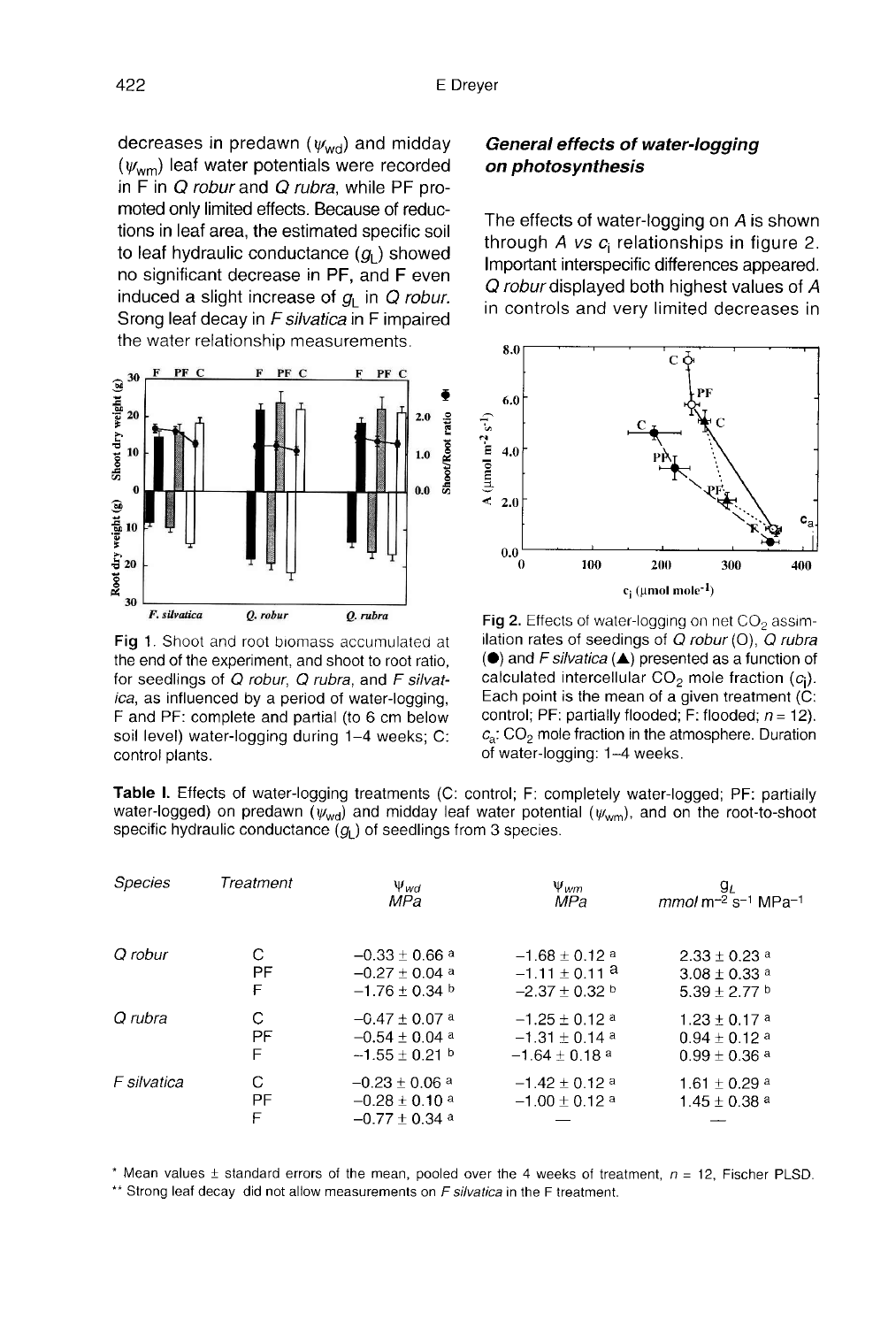decreases in predawn ($\psi_{wd}$) and midday ($\psi_{wm}$) leaf water potentials were recorded in F in *Q robur* and *Q rubra*, while PF promoted only limited effects. Because of reductions in leaf area, the estimated specific soil to leaf hydraulic conductance ($g_L$) showed no significant decrease in PF, and F even induced a slight increase of $g_L$ in *Q robur*. Srong leaf decay in *F silvatica* in F impaired the water relationship measurements.

Fig 1. Shoot and root biomass accumulated at the end of the experiment, and shoot to root ratio, for seedlings of *Q robur*, *Q rubra*, and *F silvatica*, as influenced by a period of water-logging. F and PF: complete and partial (to 6 cm below soil level) water-logging during 1–4 weeks; C: control plants.

### General effects of water-logging on photosynthesis

The effects of water-logging on *A* is shown through *A vs* $c_i$ relationships in figure 2. Important interspecific differences appeared. *Q robur* displayed both highest values of *A* in controls and very limited decreases in

Fig 2. Effects of water-logging on net $CO_2$ assimilation rates of seedings of *Q robur* (O), *Q rubra* (●) and *F silvatica* (▲) presented as a function of calculated intercellular $CO_2$ mole fraction ($c_i$). Each point is the mean of a given treatment (C: control; PF: partially flooded; F: flooded; $n = 12$). $c_a$: $CO_2$ mole fraction in the atmosphere. Duration of water-logging: 1–4 weeks.

**Table I.** Effects of water-logging treatments (C: control; F: completely water-logged; PF: partially water-logged) on predawn ($\psi_{wd}$) and midday leaf water potential ($\psi_{wm}$), and on the root-to-shoot specific hydraulic conductance ($g_L$) of seedlings from 3 species.

| Species | Treatment | $\psi_{wd}$ MPa | $\psi_{wm}$ MPa | $g_L$ mmol m$^{-2}$ s$^{-1}$ MPa$^{-1}$ |
|---|---|---|---|---|
| *Q robur* | C | −0.33 ± 0.66 [a] | −1.68 ± 0.12 [a] | 2.33 ± 0.23 [a] |
| | PF | −0.27 ± 0.04 [a] | −1.11 ± 0.11 [a] | 3.08 ± 0.33 [a] |
| | F | −1.76 ± 0.34 [b] | −2.37 ± 0.32 [b] | 5.39 ± 2.77 [b] |
| *Q rubra* | C | −0.47 ± 0.07 [a] | −1.25 ± 0.12 [a] | 1.23 ± 0.17 [a] |
| | PF | −0.54 ± 0.04 [a] | −1.31 ± 0.14 [a] | 0.94 ± 0.12 [a] |
| | F | −1.55 ± 0.21 [b] | −1.64 ± 0.18 [a] | 0.99 ± 0.36 [a] |
| *F silvatica* | C | −0.23 ± 0.06 [a] | −1.42 ± 0.12 [a] | 1.61 ± 0.29 [a] |
| | PF | −0.28 ± 0.10 [a] | −1.00 ± 0.12 [a] | 1.45 ± 0.38 [a] |
| | F | −0.77 ± 0.34 [a] | — | — |

\* Mean values ± standard errors of the mean, pooled over the 4 weeks of treatment, $n = 12$, Fischer PLSD.
\*\* Strong leaf decay did not allow measurements on *F silvatica* in the F treatment.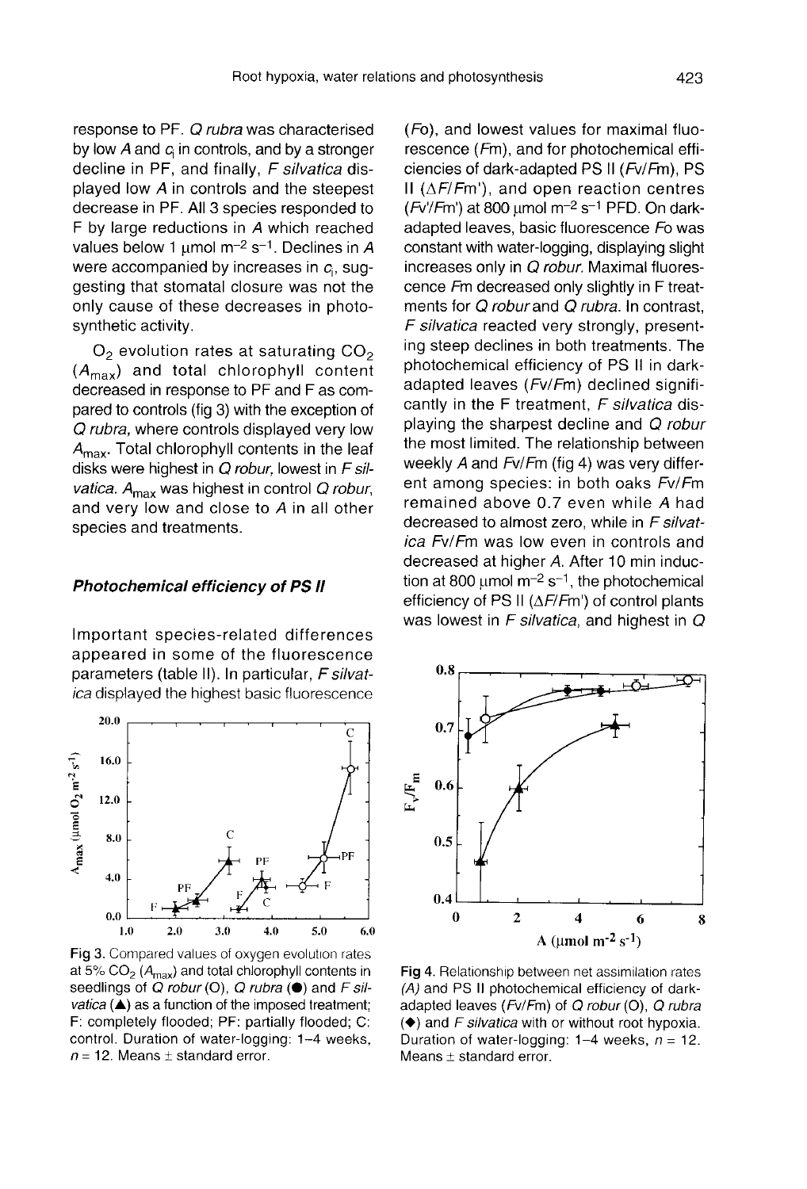response to PF. *Q rubra* was characterised by low *A* and $c_i$ in controls, and by a stronger decline in PF, and finally, *F silvatica* displayed low *A* in controls and the steepest decrease in PF. All 3 species responded to F by large reductions in *A* which reached values below 1 μmol $m^{-2}$ $s^{-1}$. Declines in *A* were accompanied by increases in $c_i$, suggesting that stomatal closure was not the only cause of these decreases in photosynthetic activity.

$O_2$ evolution rates at saturating $CO_2$ ($A_{max}$) and total chlorophyll content decreased in response to PF and F as compared to controls (fig 3) with the exception of *Q rubra*, where controls displayed very low $A_{max}$. Total chlorophyll contents in the leaf disks were highest in *Q robur*, lowest in *F silvatica*. $A_{max}$ was highest in control *Q robur*, and very low and close to *A* in all other species and treatments.

### *Photochemical efficiency of PS II*

Important species-related differences appeared in some of the fluorescence parameters (table II). In particular, *F silvatica* displayed the highest basic fluorescence (*Fo*), and lowest values for maximal fluorescence (*Fm*), and for photochemical efficiencies of dark-adapted PS II (*Fv*/*Fm*), PS II ($\Delta F/Fm'$), and open reaction centres ($Fv'/Fm'$) at 800 μmol $m^{-2}$ $s^{-1}$ PFD. On dark-adapted leaves, basic fluorescence *Fo* was constant with water-logging, displaying slight increases only in *Q robur*. Maximal fluorescence *Fm* decreased only slightly in F treatments for *Q robur* and *Q rubra*. In contrast, *F silvatica* reacted very strongly, presenting steep declines in both treatments. The photochemical efficiency of PS II in dark-adapted leaves (*Fv*/*Fm*) declined significantly in the F treatment, *F silvatica* displaying the sharpest decline and *Q robur* the most limited. The relationship between weekly *A* and *Fv*/*Fm* (fig 4) was very different among species: in both oaks *Fv*/*Fm* remained above 0.7 even while *A* had decreased to almost zero, while in *F silvatica* *Fv*/*Fm* was low even in controls and decreased at higher *A*. After 10 min induction at 800 μmol $m^{-2}$ $s^{-1}$, the photochemical efficiency of PS II ($\Delta F/Fm'$) of control plants was lowest in *F silvatica*, and highest in *Q*

Fig 3. Compared values of oxygen evolution rates at 5% $CO_2$ ($A_{max}$) and total chlorophyll contents in seedlings of *Q robur* (O), *Q rubra* (●) and *F silvatica* (▲) as a function of the imposed treatment; F: completely flooded; PF: partially flooded; C: control. Duration of water-logging: 1–4 weeks, $n = 12$. Means ± standard error.

Fig 4. Relationship between net assimilation rates (*A*) and PS II photochemical efficiency of dark-adapted leaves (*Fv*/*Fm*) of *Q robur* (O), *Q rubra* (◆) and *F silvatica* with or without root hypoxia. Duration of water-logging: 1–4 weeks, $n = 12$. Means ± standard error.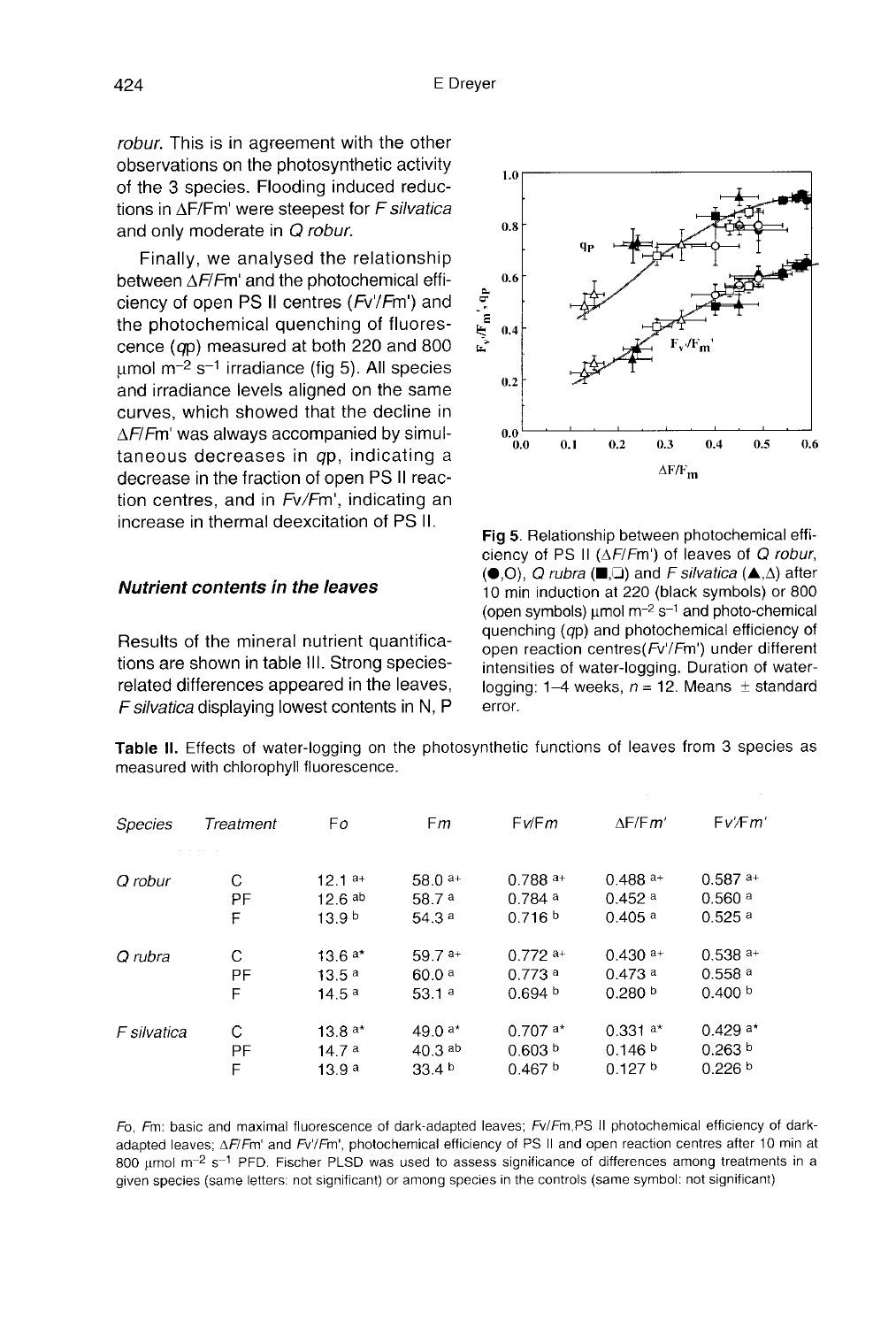robur. This is in agreement with the other observations on the photosynthetic activity of the 3 species. Flooding induced reductions in ΔF/Fm' were steepest for *F silvatica* and only moderate in *Q robur.*

Finally, we analysed the relationship between ΔF/Fm' and the photochemical efficiency of open PS II centres (Fv'/Fm') and the photochemical quenching of fluorescence (qp) measured at both 220 and 800 μmol m$^{-2}$ s$^{-1}$ irradiance (fig 5). All species and irradiance levels aligned on the same curves, which showed that the decline in ΔF/Fm' was always accompanied by simultaneous decreases in qp, indicating a decrease in the fraction of open PS II reaction centres, and in Fv/Fm', indicating an increase in thermal deexcitation of PS II.

Fig 5. Relationship between photochemical efficiency of PS II (ΔF/Fm') of leaves of *Q robur*, (●,○), *Q rubra* (■,□) and *F silvatica* (▲,△) after 10 min induction at 220 (black symbols) or 800 (open symbols) μmol m$^{-2}$ s$^{-1}$ and photo-chemical quenching (qp) and photochemical efficiency of open reaction centres(Fv'/Fm') under different intensities of water-logging. Duration of water-logging: 1–4 weeks, $n = 12$. Means ± standard error.

### *Nutrient contents in the leaves*

Results of the mineral nutrient quantifications are shown in table III. Strong species-related differences appeared in the leaves, *F silvatica* displaying lowest contents in N, P

**Table II.** Effects of water-logging on the photosynthetic functions of leaves from 3 species as measured with chlorophyll fluorescence.

| Species | Treatment | Fo | Fm | Fv/Fm | ΔF/Fm' | Fv'/Fm' |
|---|---|---|---|---|---|---|
| *Q robur* | C | 12.1 a+ | 58.0 a+ | 0.788 a+ | 0.488 a+ | 0.587 a+ |
| | PF | 12.6 ab | 58.7 a | 0.784 a | 0.452 a | 0.560 a |
| | F | 13.9 b | 54.3 a | 0.716 b | 0.405 a | 0.525 a |
| *Q rubra* | C | 13.6 a* | 59.7 a+ | 0.772 a+ | 0.430 a+ | 0.538 a+ |
| | PF | 13.5 a | 60.0 a | 0.773 a | 0.473 a | 0.558 a |
| | F | 14.5 a | 53.1 a | 0.694 b | 0.280 b | 0.400 b |
| *F silvatica* | C | 13.8 a* | 49.0 a* | 0.707 a* | 0.331 a* | 0.429 a* |
| | PF | 14.7 a | 40.3 ab | 0.603 b | 0.146 b | 0.263 b |
| | F | 13.9 a | 33.4 b | 0.467 b | 0.127 b | 0.226 b |

Fo, Fm: basic and maximal fluorescence of dark-adapted leaves; Fv/Fm,PS II photochemical efficiency of dark-adapted leaves; ΔF/Fm' and Fv'/Fm', photochemical efficiency of PS II and open reaction centres after 10 min at 800 μmol m$^{-2}$ s$^{-1}$ PFD. Fischer PLSD was used to assess significance of differences among treatments in a given species (same letters: not significant) or among species in the controls (same symbol: not significant)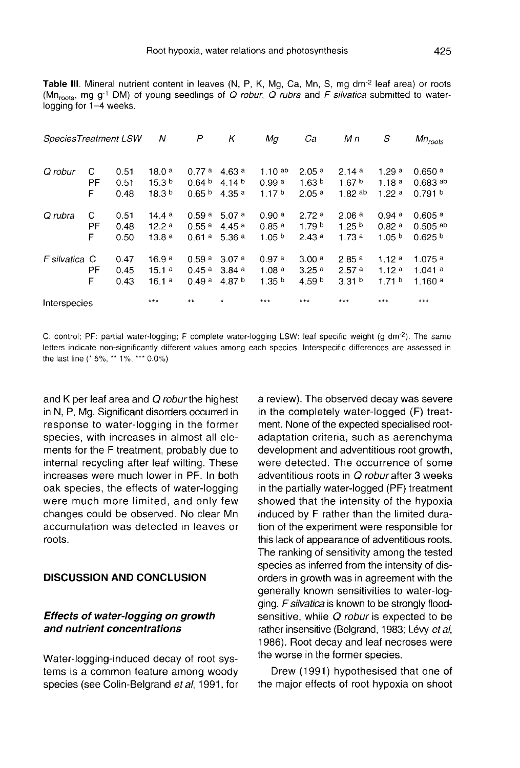**Table III.** Mineral nutrient content in leaves (N, P, K, Mg, Ca, Mn, S, mg dm$^{-2}$ leaf area) or roots ($Mn_{roots}$, mg g$^{-1}$ DM) of young seedlings of *Q robur*, *Q rubra* and *F silvatica* submitted to water-logging for 1–4 weeks.

| Species | Treatment | LSW | N | P | K | Mg | Ca | Mn | S | $Mn_{roots}$ |
|---|---|---|---|---|---|---|---|---|---|---|
| *Q robur* | C | 0.51 | 18.0 [a] | 0.77 [a] | 4.63 [a] | 1.10 [ab] | 2.05 [a] | 2.14 [a] | 1.29 [a] | 0.650 [a] |
| | PF | 0.51 | 15.3 [b] | 0.64 [b] | 4.14 [b] | 0.99 [a] | 1.63 [b] | 1.67 [b] | 1.18 [a] | 0.683 [ab] |
| | F | 0.48 | 18.3 [b] | 0.65 [b] | 4.35 [a] | 1.17 [b] | 2.05 [a] | 1.82 [ab] | 1.22 [a] | 0.791 [b] |
| *Q rubra* | C | 0.51 | 14.4 [a] | 0.59 [a] | 5.07 [a] | 0.90 [a] | 2.72 [a] | 2.06 [a] | 0.94 [a] | 0.605 [a] |
| | PF | 0.48 | 12.2 [a] | 0.55 [a] | 4.45 [a] | 0.85 [a] | 1.79 [b] | 1.25 [b] | 0.82 [a] | 0.505 [ab] |
| | F | 0.50 | 13.8 [a] | 0.61 [a] | 5.36 [a] | 1.05 [b] | 2.43 [a] | 1.73 [a] | 1.05 [b] | 0.625 [b] |
| *F silvatica* | C | 0.47 | 16.9 [a] | 0.59 [a] | 3.07 [a] | 0.97 [a] | 3.00 [a] | 2.85 [a] | 1.12 [a] | 1.075 [a] |
| | PF | 0.45 | 15.1 [a] | 0.45 [a] | 3.84 [a] | 1.08 [a] | 3.25 [a] | 2.57 [a] | 1.12 [a] | 1.041 [a] |
| | F | 0.43 | 16.1 [a] | 0.49 [a] | 4.87 [b] | 1.35 [b] | 4.59 [b] | 3.31 [b] | 1.71 [b] | 1.160 [a] |
| Interspecies | | | *** | ** | * | *** | *** | *** | *** | *** |

C: control; PF: partial water-logging; F complete water-logging LSW: leaf specific weight (g dm$^{-2}$). The same letters indicate non-significantly different values among each species. Interspecific differences are assessed in the last line (* 5%, ** 1%, *** 0.0%)

and K per leaf area and *Q robur* the highest in N, P, Mg. Significant disorders occurred in response to water-logging in the former species, with increases in almost all elements for the F treatment, probably due to internal recycling after leaf wilting. These increases were much lower in PF. In both oak species, the effects of water-logging were much more limited, and only few changes could be observed. No clear Mn accumulation was detected in leaves or roots.

## DISCUSSION AND CONCLUSION

### *Effects of water-logging on growth and nutrient concentrations*

Water-logging-induced decay of root systems is a common feature among woody species (see Colin-Belgrand *et al*, 1991, for a review). The observed decay was severe in the completely water-logged (F) treatment. None of the expected specialised root-adaptation criteria, such as aerenchyma development and adventitious root growth, were detected. The occurrence of some adventitious roots in *Q robur* after 3 weeks in the partially water-logged (PF) treatment showed that the intensity of the hypoxia induced by F rather than the limited duration of the experiment were responsible for this lack of appearance of adventitious roots. The ranking of sensitivity among the tested species as inferred from the intensity of disorders in growth was in agreement with the generally known sensitivities to water-logging. *F silvatica* is known to be strongly flood-sensitive, while *Q robur* is expected to be rather insensitive (Belgrand, 1983; Lévy *et al*, 1986). Root decay and leaf necroses were the worse in the former species.

Drew (1991) hypothesised that one of the major effects of root hypoxia on shoot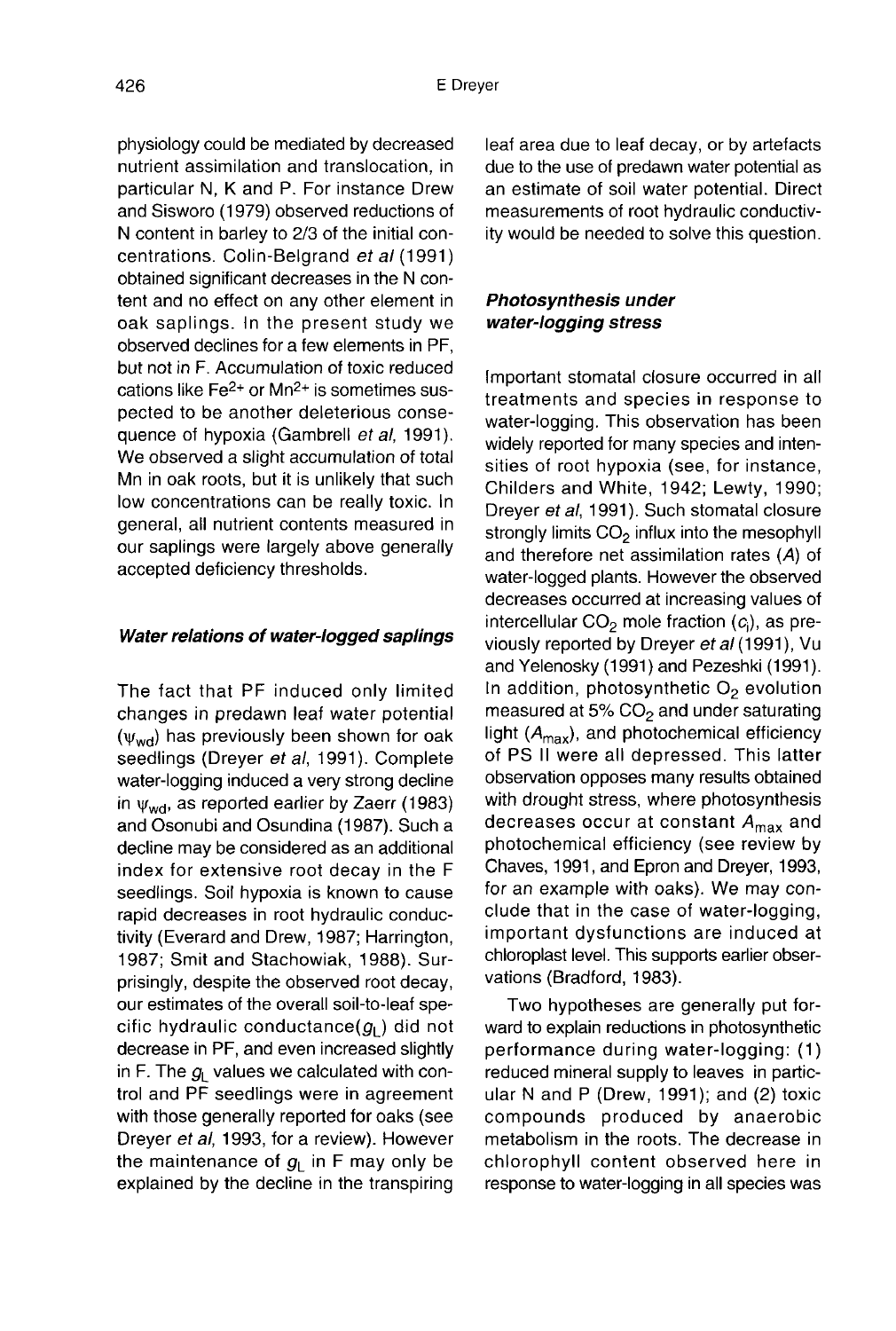physiology could be mediated by decreased nutrient assimilation and translocation, in particular N, K and P. For instance Drew and Sisworo (1979) observed reductions of N content in barley to 2/3 of the initial concentrations. Colin-Belgrand *et al* (1991) obtained significant decreases in the N content and no effect on any other element in oak saplings. In the present study we observed declines for a few elements in PF, but not in F. Accumulation of toxic reduced cations like $Fe^{2+}$ or $Mn^{2+}$ is sometimes suspected to be another deleterious consequence of hypoxia (Gambrell *et al*, 1991). We observed a slight accumulation of total Mn in oak roots, but it is unlikely that such low concentrations can be really toxic. In general, all nutrient contents measured in our saplings were largely above generally accepted deficiency thresholds.

### *Water relations of water-logged saplings*

The fact that PF induced only limited changes in predawn leaf water potential ($\psi_{wd}$) has previously been shown for oak seedlings (Dreyer *et al*, 1991). Complete water-logging induced a very strong decline in $\psi_{wd}$, as reported earlier by Zaerr (1983) and Osonubi and Osundina (1987). Such a decline may be considered as an additional index for extensive root decay in the F seedlings. Soil hypoxia is known to cause rapid decreases in root hydraulic conductivity (Everard and Drew, 1987; Harrington, 1987; Smit and Stachowiak, 1988). Surprisingly, despite the observed root decay, our estimates of the overall soil-to-leaf specific hydraulic conductance($g_L$) did not decrease in PF, and even increased slightly in F. The $g_L$ values we calculated with control and PF seedlings were in agreement with those generally reported for oaks (see Dreyer *et al*, 1993, for a review). However the maintenance of $g_L$ in F may only be explained by the decline in the transpiring leaf area due to leaf decay, or by artefacts due to the use of predawn water potential as an estimate of soil water potential. Direct measurements of root hydraulic conductivity would be needed to solve this question.

### *Photosynthesis under water-logging stress*

Important stomatal closure occurred in all treatments and species in response to water-logging. This observation has been widely reported for many species and intensities of root hypoxia (see, for instance, Childers and White, 1942; Lewty, 1990; Dreyer *et al*, 1991). Such stomatal closure strongly limits $CO_2$ influx into the mesophyll and therefore net assimilation rates ($A$) of water-logged plants. However the observed decreases occurred at increasing values of intercellular $CO_2$ mole fraction ($c_i$), as previously reported by Dreyer *et al* (1991), Vu and Yelenosky (1991) and Pezeshki (1991). In addition, photosynthetic $O_2$ evolution measured at 5% $CO_2$ and under saturating light ($A_{max}$), and photochemical efficiency of PS II were all depressed. This latter observation opposes many results obtained with drought stress, where photosynthesis decreases occur at constant $A_{max}$ and photochemical efficiency (see review by Chaves, 1991, and Epron and Dreyer, 1993, for an example with oaks). We may conclude that in the case of water-logging, important dysfunctions are induced at chloroplast level. This supports earlier observations (Bradford, 1983).

Two hypotheses are generally put forward to explain reductions in photosynthetic performance during water-logging: (1) reduced mineral supply to leaves in particular N and P (Drew, 1991); and (2) toxic compounds produced by anaerobic metabolism in the roots. The decrease in chlorophyll content observed here in response to water-logging in all species was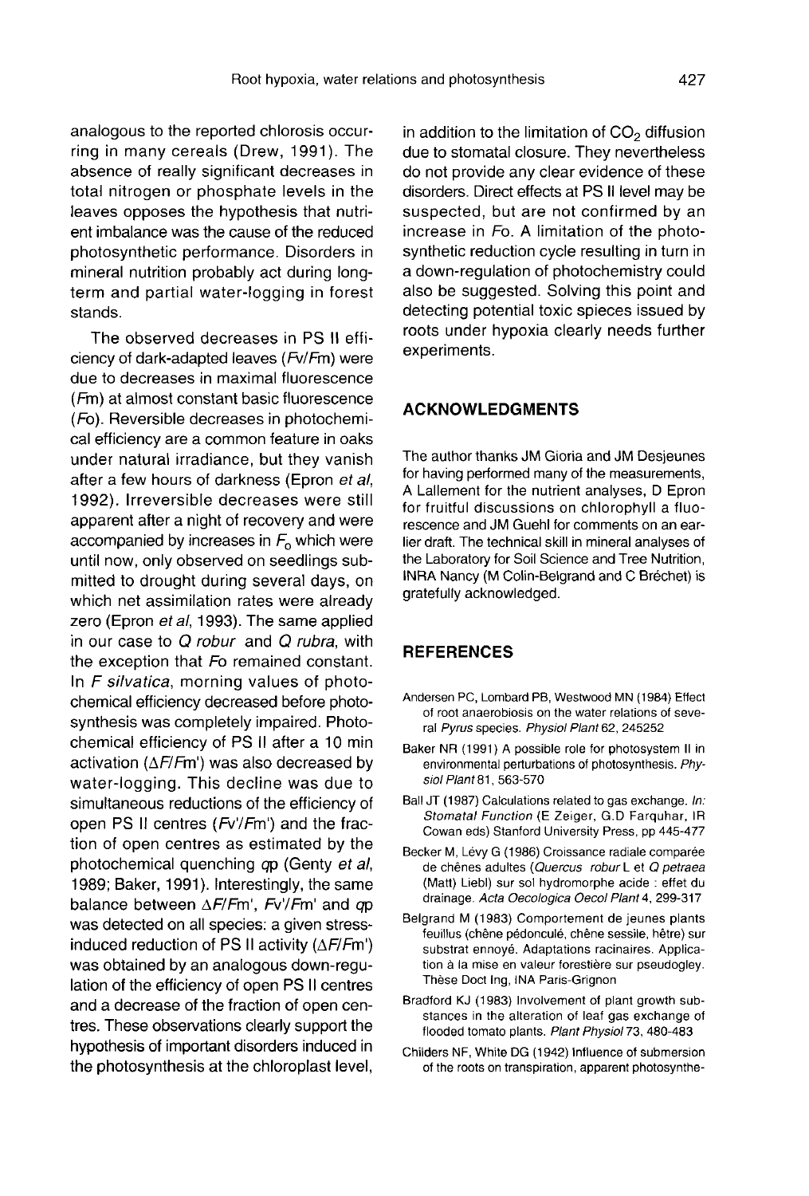analogous to the reported chlorosis occurring in many cereals (Drew, 1991). The absence of really significant decreases in total nitrogen or phosphate levels in the leaves opposes the hypothesis that nutrient imbalance was the cause of the reduced photosynthetic performance. Disorders in mineral nutrition probably act during long-term and partial water-logging in forest stands.

The observed decreases in PS II efficiency of dark-adapted leaves (*Fv*/*Fm*) were due to decreases in maximal fluorescence (*Fm*) at almost constant basic fluorescence (*Fo*). Reversible decreases in photochemical efficiency are a common feature in oaks under natural irradiance, but they vanish after a few hours of darkness (Epron *et al*, 1992). Irreversible decreases were still apparent after a night of recovery and were accompanied by increases in $F_o$ which were until now, only observed on seedlings submitted to drought during several days, on which net assimilation rates were already zero (Epron *et al*, 1993). The same applied in our case to *Q robur* and *Q rubra*, with the exception that *Fo* remained constant. In *F silvatica*, morning values of photochemical efficiency decreased before photosynthesis was completely impaired. Photochemical efficiency of PS II after a 10 min activation (Δ*F*/*Fm*') was also decreased by water-logging. This decline was due to simultaneous reductions of the efficiency of open PS II centres (*Fv*'/*Fm*') and the fraction of open centres as estimated by the photochemical quenching *qp* (Genty *et al*, 1989; Baker, 1991). Interestingly, the same balance between Δ*F*/*Fm*', *Fv*'/*Fm*' and *qp* was detected on all species: a given stress-induced reduction of PS II activity (Δ*F*/*Fm*') was obtained by an analogous down-regulation of the efficiency of open PS II centres and a decrease of the fraction of open centres. These observations clearly support the hypothesis of important disorders induced in the photosynthesis at the chloroplast level, in addition to the limitation of $CO_2$ diffusion due to stomatal closure. They nevertheless do not provide any clear evidence of these disorders. Direct effects at PS II level may be suspected, but are not confirmed by an increase in *Fo*. A limitation of the photosynthetic reduction cycle resulting in turn in a down-regulation of photochemistry could also be suggested. Solving this point and detecting potential toxic spieces issued by roots under hypoxia clearly needs further experiments.

## ACKNOWLEDGMENTS

The author thanks JM Gioria and JM Desjeunes for having performed many of the measurements, A Lallement for the nutrient analyses, D Epron for fruitful discussions on chlorophyll a fluorescence and JM Guehl for comments on an earlier draft. The technical skill in mineral analyses of the Laboratory for Soil Science and Tree Nutrition, INRA Nancy (M Colin-Belgrand and C Bréchet) is gratefully acknowledged.

## REFERENCES

Andersen PC, Lombard PB, Westwood MN (1984) Effect of root anaerobiosis on the water relations of several *Pyrus* species. *Physiol Plant* 62, 245252

Baker NR (1991) A possible role for photosystem II in environmental perturbations of photosynthesis. *Physiol Plant* 81, 563-570

Ball JT (1987) Calculations related to gas exchange. *In: Stomatal Function* (E Zeiger, G.D Farquhar, IR Cowan eds) Stanford University Press, pp 445-477

Becker M, Lévy G (1986) Croissance radiale comparée de chênes adultes (*Quercus robur* L et *Q petraea* (Matt) Liebl) sur sol hydromorphe acide : effet du drainage. *Acta Oecologica Oecol Plant* 4, 299-317

Belgrand M (1983) Comportement de jeunes plants feuillus (chêne pédonculé, chêne sessile, hêtre) sur substrat ennoyé. Adaptations racinaires. Application à la mise en valeur forestière sur pseudogley. Thèse Doct Ing, INA Paris-Grignon

Bradford KJ (1983) Involvement of plant growth substances in the alteration of leaf gas exchange of flooded tomato plants. *Plant Physiol* 73, 480-483

Childers NF, White DG (1942) Influence of submersion of the roots on transpiration, apparent photosynthe-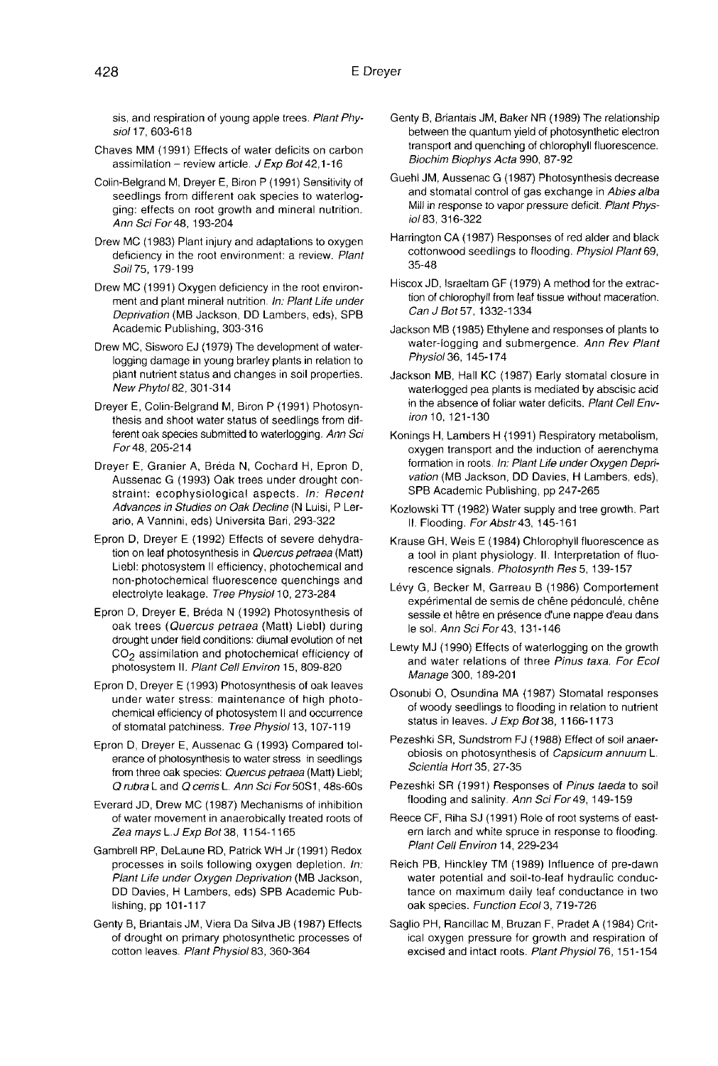sis, and respiration of young apple trees. *Plant Physiol* 17, 603-618

Chaves MM (1991) Effects of water deficits on carbon assimilation – review article. *J Exp Bot* 42, 1-16

Colin-Belgrand M, Dreyer E, Biron P (1991) Sensitivity of seedlings from different oak species to waterlogging: effects on root growth and mineral nutrition. *Ann Sci For* 48, 193-204

Drew MC (1983) Plant injury and adaptations to oxygen deficiency in the root environment: a review. *Plant Soil* 75, 179-199

Drew MC (1991) Oxygen deficiency in the root environment and plant mineral nutrition. *In: Plant Life under Oxygen Deprivation* (MB Jackson, DD Lambers, eds), SPB Academic Publishing, 303-316

Drew MC, Sisworo EJ (1979) The development of waterlogging damage in young brarley plants in relation to plant nutrient status and changes in soil properties. *New Phytol* 82, 301-314

Dreyer E, Colin-Belgrand M, Biron P (1991) Photosynthesis and shoot water status of seedlings from different oak species submitted to waterlogging. *Ann Sci For* 48, 205-214

Dreyer E, Granier A, Bréda N, Cochard H, Epron D, Aussenac G (1993) Oak trees under drought constraint: ecophysiological aspects. *In: Recent Advances in Studies on Oak Decline* (N Luisi, P Lerario, A Vannini, eds) Universita Bari, 293-322

Epron D, Dreyer E (1992) Effects of severe dehydration on leaf photosynthesis in *Quercus petraea* (Matt) Liebl: photosystem II efficiency, photochemical and non-photochemical fluorescence quenchings and electrolyte leakage. *Tree Physiol* 10, 273-284

Epron D, Dreyer E, Bréda N (1992) Photosynthesis of oak trees (*Quercus petraea* (Matt) Liebl) during drought under field conditions: diurnal evolution of net $CO_2$ assimilation and photochemical efficiency of photosystem II. *Plant Cell Environ* 15, 809-820

Epron D, Dreyer E (1993) Photosynthesis of oak leaves under water stress: maintenance of high photochemical efficiency of photosystem II and occurrence of stomatal patchiness. *Tree Physiol* 13, 107-119

Epron D, Dreyer E, Aussenac G (1993) Compared tolerance of photosynthesis to water stress in seedlings from three oak species: *Quercus petraea* (Matt) Liebl; *Q rubra* L and *Q cerris* L. *Ann Sci For* 50S1, 48s-60s

Everard JD, Drew MC (1987) Mechanisms of inhibition of water movement in anaerobically treated roots of *Zea mays* L. *J Exp Bot* 38, 1154-1165

Gambrell RP, DeLaune RD, Patrick WH Jr (1991) Redox processes in soils following oxygen depletion. *In: Plant Life under Oxygen Deprivation* (MB Jackson, DD Davies, H Lambers, eds) SPB Academic Publishing, pp 101-117

Genty B, Briantais JM, Viera Da Silva JB (1987) Effects of drought on primary photosynthetic processes of cotton leaves. *Plant Physiol* 83, 360-364

Genty B, Briantais JM, Baker NR (1989) The relationship between the quantum yield of photosynthetic electron transport and quenching of chlorophyll fluorescence. *Biochim Biophys Acta* 990, 87-92

Guehl JM, Aussenac G (1987) Photosynthesis decrease and stomatal control of gas exchange in *Abies alba* Mill in response to vapor pressure deficit. *Plant Physiol* 83, 316-322

Harrington CA (1987) Responses of red alder and black cottonwood seedlings to flooding. *Physiol Plant* 69, 35-48

Hiscox JD, Israeltam GF (1979) A method for the extraction of chlorophyll from leaf tissue without maceration. *Can J Bot* 57, 1332-1334

Jackson MB (1985) Ethylene and responses of plants to water-logging and submergence. *Ann Rev Plant Physiol* 36, 145-174

Jackson MB, Hall KC (1987) Early stomatal closure in waterlogged pea plants is mediated by abscisic acid in the absence of foliar water deficits. *Plant Cell Environ* 10, 121-130

Konings H, Lambers H (1991) Respiratory metabolism, oxygen transport and the induction of aerenchyma formation in roots. *In: Plant Life under Oxygen Deprivation* (MB Jackson, DD Davies, H Lambers, eds), SPB Academic Publishing, pp 247-265

Kozlowski TT (1982) Water supply and tree growth. Part II. Flooding. *For Abstr* 43, 145-161

Krause GH, Weis E (1984) Chlorophyll fluorescence as a tool in plant physiology. II. Interpretation of fluorescence signals. *Photosynth Res* 5, 139-157

Lévy G, Becker M, Garreau B (1986) Comportement expérimental de semis de chêne pédonculé, chêne sessile et hêtre en présence d'une nappe d'eau dans le sol. *Ann Sci For* 43, 131-146

Lewty MJ (1990) Effects of waterlogging on the growth and water relations of three *Pinus taxa*. *For Ecol Manage* 300, 189-201

Osonubi O, Osundina MA (1987) Stomatal responses of woody seedlings to flooding in relation to nutrient status in leaves. *J Exp Bot* 38, 1166-1173

Pezeshki SR, Sundstrom FJ (1988) Effect of soil anaerobiosis on photosynthesis of *Capsicum annuum* L. *Scientia Hort* 35, 27-35

Pezeshki SR (1991) Responses of *Pinus taeda* to soil flooding and salinity. *Ann Sci For* 49, 149-159

Reece CF, Riha SJ (1991) Role of root systems of eastern larch and white spruce in response to flooding. *Plant Cell Environ* 14, 229-234

Reich PB, Hinckley TM (1989) Influence of pre-dawn water potential and soil-to-leaf hydraulic conductance on maximum daily leaf conductance in two oak species. *Function Ecol* 3, 719-726

Saglio PH, Rancillac M, Bruzan F, Pradet A (1984) Critical oxygen pressure for growth and respiration of excised and intact roots. *Plant Physiol* 76, 151-154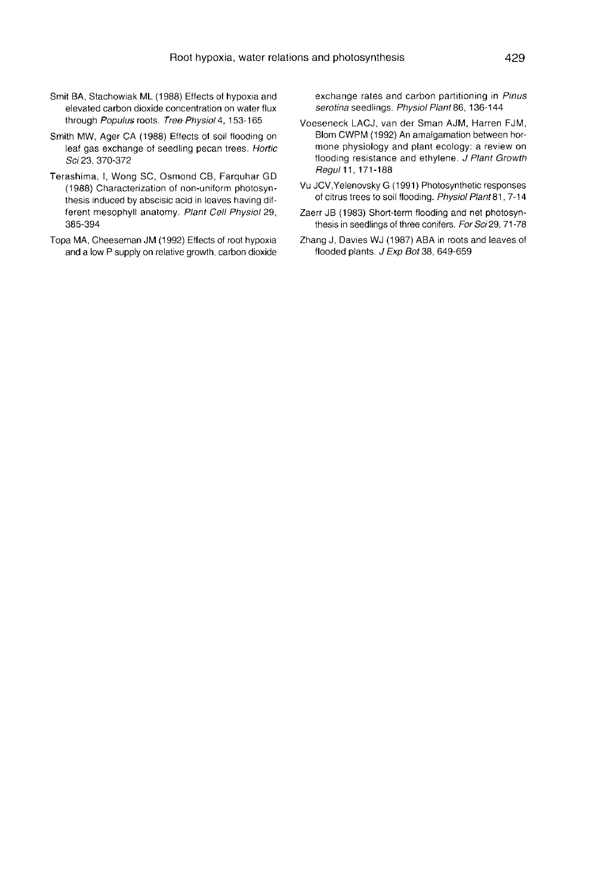Smit BA, Stachowiak ML (1988) Effects of hypoxia and elevated carbon dioxide concentration on water flux through *Populus* roots. *Tree Physiol* 4, 153-165

Smith MW, Ager CA (1988) Effects of soil flooding on leaf gas exchange of seedling pecan trees. *Hortic Sci* 23, 370-372

Terashima, I, Wong SC, Osmond CB, Farquhar GD (1988) Characterization of non-uniform photosynthesis induced by abscisic acid in leaves having different mesophyll anatomy. *Plant Cell Physiol* 29, 385-394

Topa MA, Cheeseman JM (1992) Effects of root hypoxia and a low P supply on relative growth, carbon dioxide exchange rates and carbon partitioning in *Pinus serotina* seedlings. *Physiol Plant* 86, 136-144

Voeseneck LACJ, van der Sman AJM, Harren FJM, Blom CWPM (1992) An amalgamation between hormone physiology and plant ecology: a review on flooding resistance and ethylene. *J Plant Growth Regul* 11, 171-188

Vu JCV, Yelenovsky G (1991) Photosynthetic responses of citrus trees to soil flooding. *Physiol Plant* 81, 7-14

Zaerr JB (1983) Short-term flooding and net photosynthesis in seedlings of three conifers. *For Sci* 29, 71-78

Zhang J, Davies WJ (1987) ABA in roots and leaves of flooded plants. *J Exp Bot* 38, 649-659